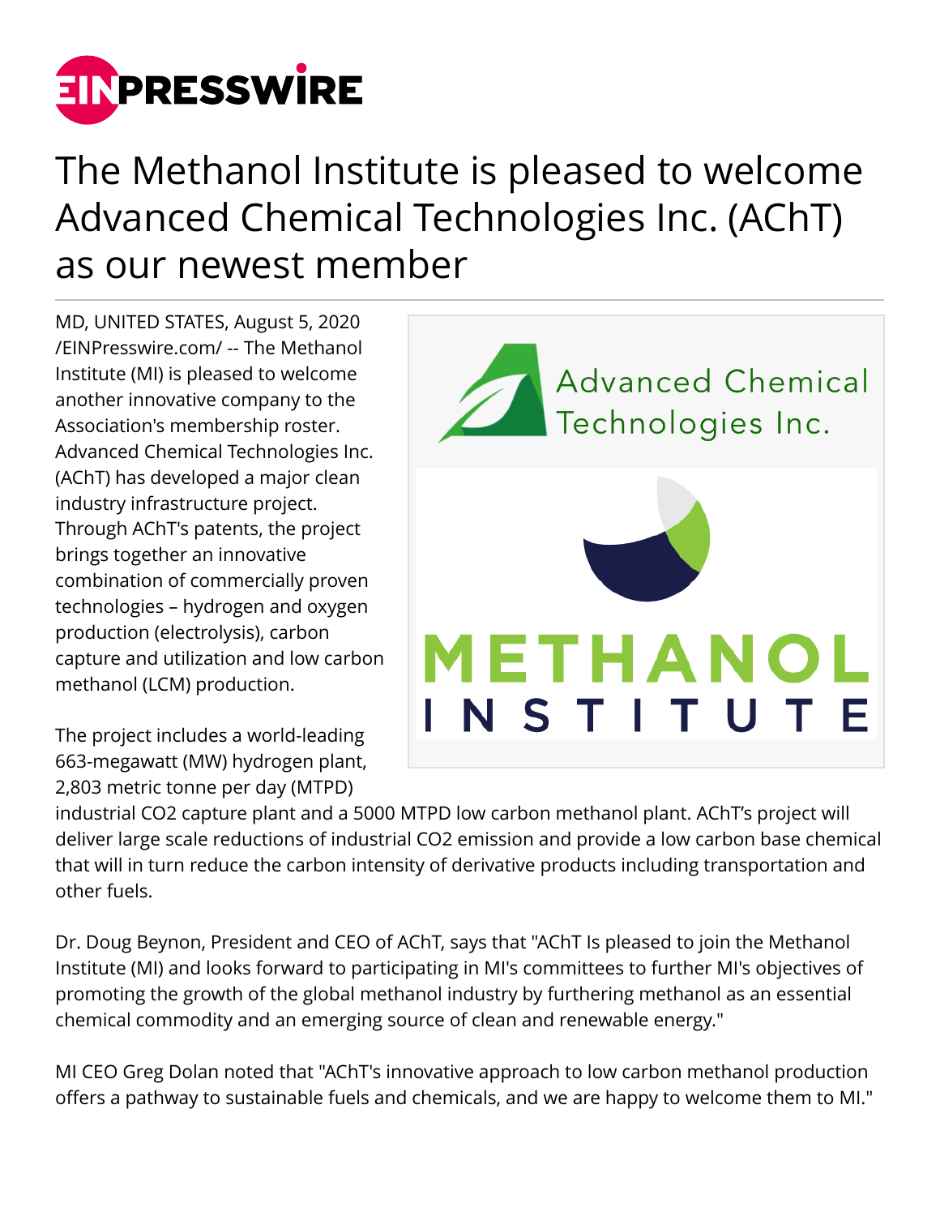# The Methanol Institute is pleased to welcome Advanced Chemical Technologies Inc. (AChT) as our newest member

MD, UNITED STATES, August 5, 2020 /EINPresswire.com/ -- The Methanol Institute (MI) is pleased to welcome another innovative company to the Association's membership roster. Advanced Chemical Technologies Inc. (AChT) has developed a major clean industry infrastructure project. Through AChT's patents, the project brings together an innovative combination of commercially proven technologies – hydrogen and oxygen production (electrolysis), carbon capture and utilization and low carbon methanol (LCM) production.

The project includes a world-leading 663-megawatt (MW) hydrogen plant, 2,803 metric tonne per day (MTPD) industrial $CO_2$ capture plant and a 5000 MTPD low carbon methanol plant. AChT's project will deliver large scale reductions of industrial $CO_2$ emission and provide a low carbon base chemical that will in turn reduce the carbon intensity of derivative products including transportation and other fuels.

Dr. Doug Beynon, President and CEO of AChT, says that "AChT Is pleased to join the Methanol Institute (MI) and looks forward to participating in MI's committees to further MI's objectives of promoting the growth of the global methanol industry by furthering methanol as an essential chemical commodity and an emerging source of clean and renewable energy."

MI CEO Greg Dolan noted that "AChT's innovative approach to low carbon methanol production offers a pathway to sustainable fuels and chemicals, and we are happy to welcome them to MI."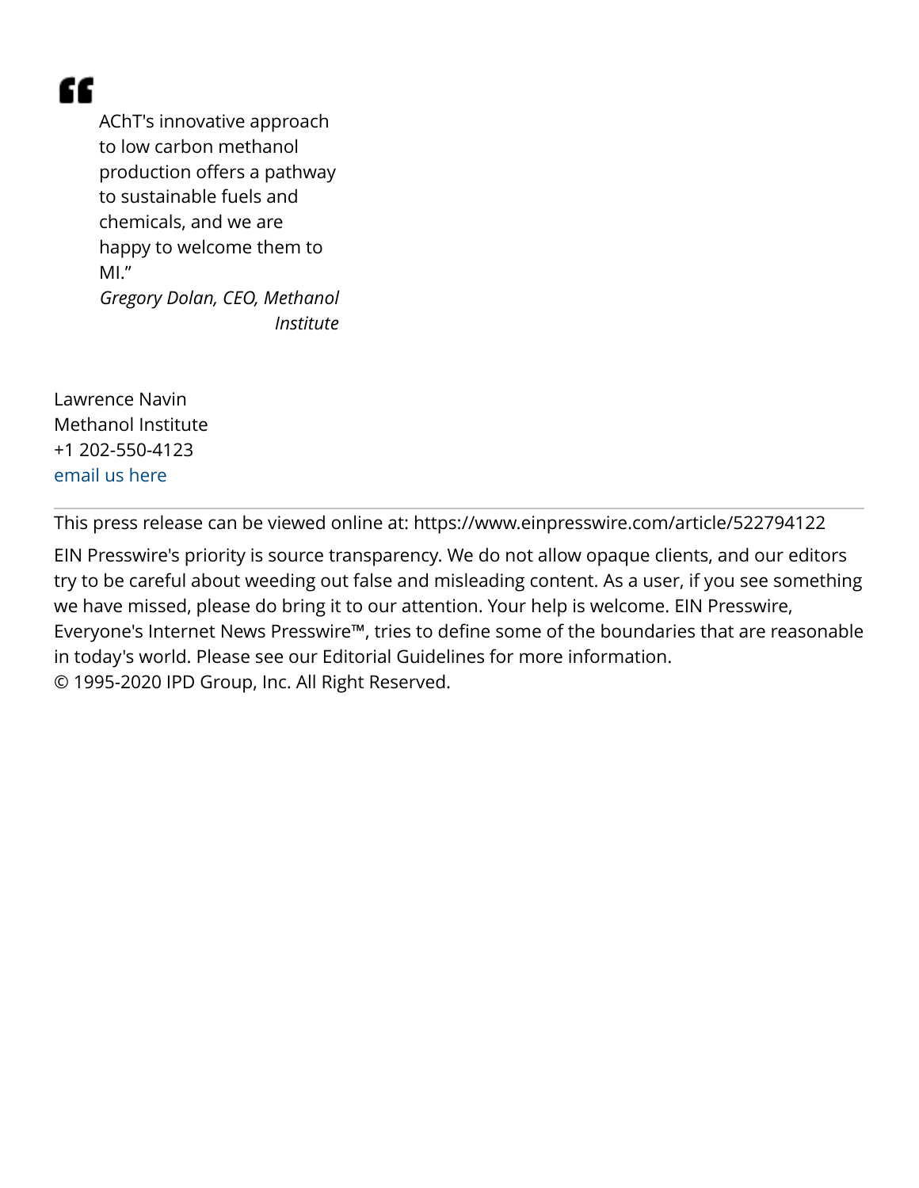> AChT's innovative approach to low carbon methanol production offers a pathway to sustainable fuels and chemicals, and we are happy to welcome them to MI."
>
> *Gregory Dolan, CEO, Methanol Institute*

Lawrence Navin
Methanol Institute
+1 202-550-4123
email us here

---

This press release can be viewed online at: https://www.einpresswire.com/article/522794122

EIN Presswire's priority is source transparency. We do not allow opaque clients, and our editors try to be careful about weeding out false and misleading content. As a user, if you see something we have missed, please do bring it to our attention. Your help is welcome. EIN Presswire, Everyone's Internet News Presswire™, tries to define some of the boundaries that are reasonable in today's world. Please see our Editorial Guidelines for more information.
© 1995-2020 IPD Group, Inc. All Right Reserved.